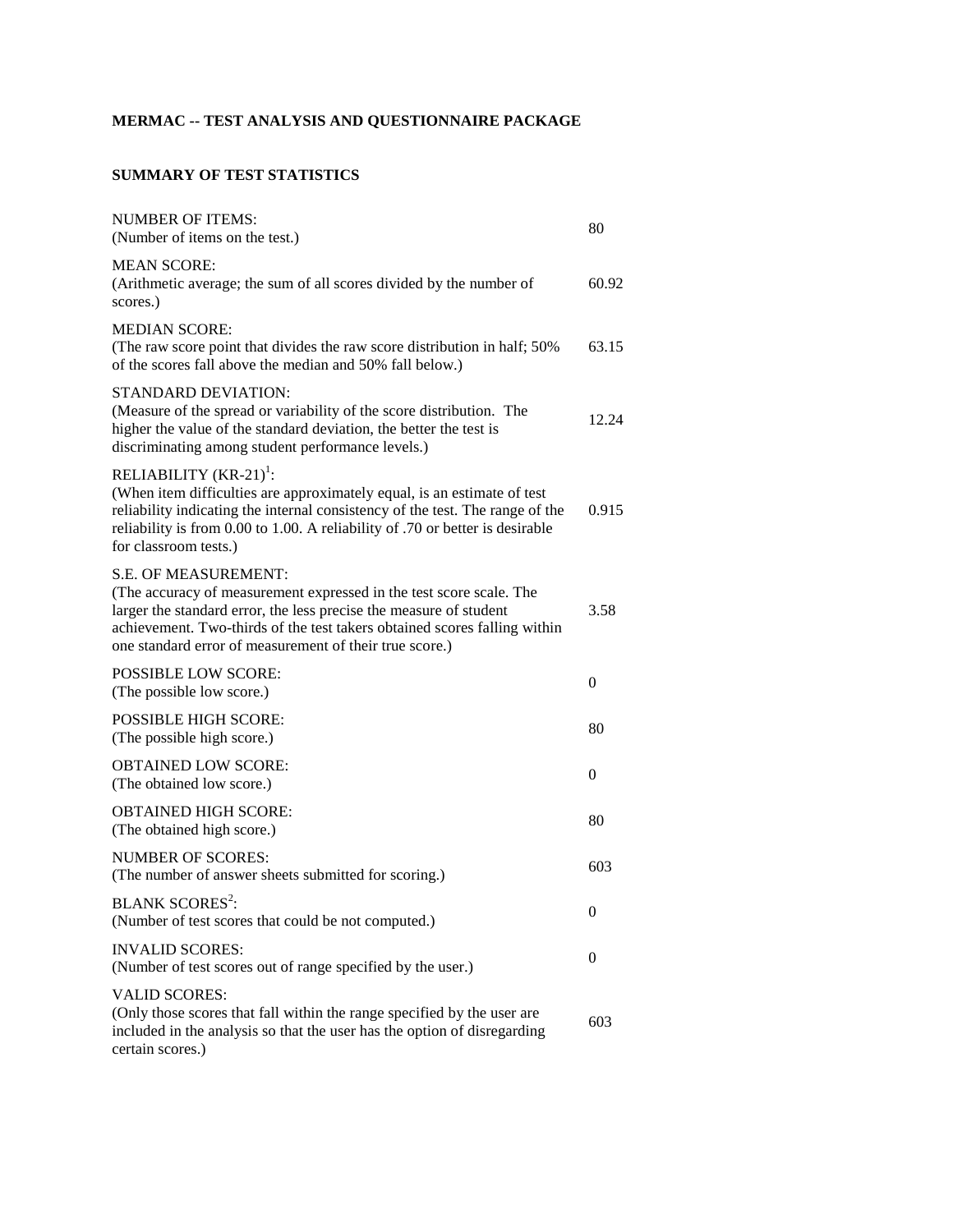**MERMAC -- TEST ANALYSIS AND QUESTIONNAIRE PACKAGE**

**SUMMARY OF TEST STATISTICS**

| | |
|---|---|
| NUMBER OF ITEMS:<br>(Number of items on the test.) | 80 |
| MEAN SCORE:<br>(Arithmetic average; the sum of all scores divided by the number of scores.) | 60.92 |
| MEDIAN SCORE:<br>(The raw score point that divides the raw score distribution in half; 50% of the scores fall above the median and 50% fall below.) | 63.15 |
| STANDARD DEVIATION:<br>(Measure of the spread or variability of the score distribution. The higher the value of the standard deviation, the better the test is discriminating among student performance levels.) | 12.24 |
| RELIABILITY (KR-21)[1]:<br>(When item difficulties are approximately equal, is an estimate of test reliability indicating the internal consistency of the test. The range of the reliability is from 0.00 to 1.00. A reliability of .70 or better is desirable for classroom tests.) | 0.915 |
| S.E. OF MEASUREMENT:<br>(The accuracy of measurement expressed in the test score scale. The larger the standard error, the less precise the measure of student achievement. Two-thirds of the test takers obtained scores falling within one standard error of measurement of their true score.) | 3.58 |
| POSSIBLE LOW SCORE:<br>(The possible low score.) | 0 |
| POSSIBLE HIGH SCORE:<br>(The possible high score.) | 80 |
| OBTAINED LOW SCORE:<br>(The obtained low score.) | 0 |
| OBTAINED HIGH SCORE:<br>(The obtained high score.) | 80 |
| NUMBER OF SCORES:<br>(The number of answer sheets submitted for scoring.) | 603 |
| BLANK SCORES[2]:<br>(Number of test scores that could be not computed.) | 0 |
| INVALID SCORES:<br>(Number of test scores out of range specified by the user.) | 0 |
| VALID SCORES:<br>(Only those scores that fall within the range specified by the user are included in the analysis so that the user has the option of disregarding certain scores.) | 603 |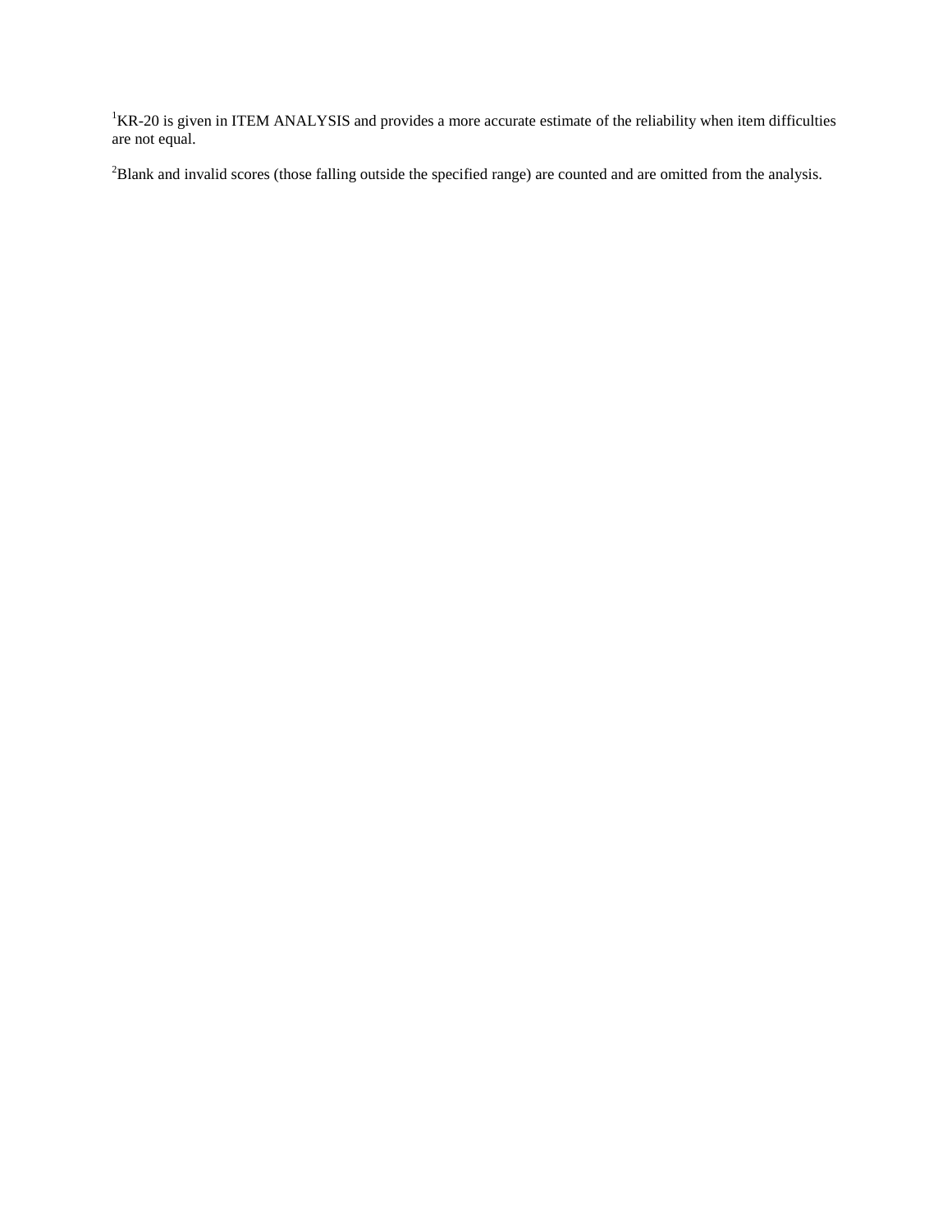[1]KR-20 is given in ITEM ANALYSIS and provides a more accurate estimate of the reliability when item difficulties are not equal.

[2]Blank and invalid scores (those falling outside the specified range) are counted and are omitted from the analysis.